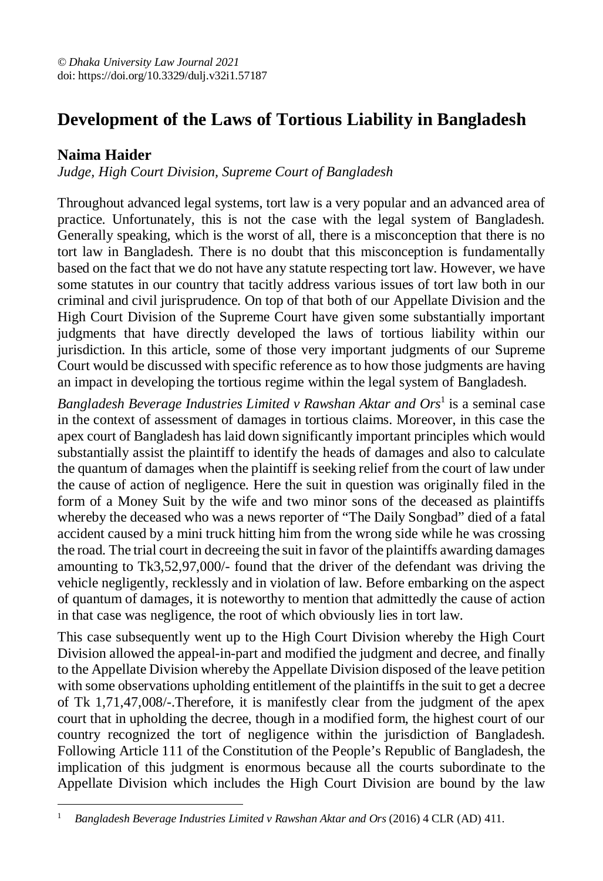© *Dhaka University Law Journal 2021*
doi: https://doi.org/10.3329/dulj.v32i1.57187

# Development of the Laws of Tortious Liability in Bangladesh

**Naima Haider**
*Judge, High Court Division, Supreme Court of Bangladesh*

Throughout advanced legal systems, tort law is a very popular and an advanced area of practice. Unfortunately, this is not the case with the legal system of Bangladesh. Generally speaking, which is the worst of all, there is a misconception that there is no tort law in Bangladesh. There is no doubt that this misconception is fundamentally based on the fact that we do not have any statute respecting tort law. However, we have some statutes in our country that tacitly address various issues of tort law both in our criminal and civil jurisprudence. On top of that both of our Appellate Division and the High Court Division of the Supreme Court have given some substantially important judgments that have directly developed the laws of tortious liability within our jurisdiction. In this article, some of those very important judgments of our Supreme Court would be discussed with specific reference as to how those judgments are having an impact in developing the tortious regime within the legal system of Bangladesh.

*Bangladesh Beverage Industries Limited v Rawshan Aktar and Ors*[1] is a seminal case in the context of assessment of damages in tortious claims. Moreover, in this case the apex court of Bangladesh has laid down significantly important principles which would substantially assist the plaintiff to identify the heads of damages and also to calculate the quantum of damages when the plaintiff is seeking relief from the court of law under the cause of action of negligence. Here the suit in question was originally filed in the form of a Money Suit by the wife and two minor sons of the deceased as plaintiffs whereby the deceased who was a news reporter of "The Daily Songbad" died of a fatal accident caused by a mini truck hitting him from the wrong side while he was crossing the road. The trial court in decreeing the suit in favor of the plaintiffs awarding damages amounting to Tk3,52,97,000/- found that the driver of the defendant was driving the vehicle negligently, recklessly and in violation of law. Before embarking on the aspect of quantum of damages, it is noteworthy to mention that admittedly the cause of action in that case was negligence, the root of which obviously lies in tort law.

This case subsequently went up to the High Court Division whereby the High Court Division allowed the appeal-in-part and modified the judgment and decree, and finally to the Appellate Division whereby the Appellate Division disposed of the leave petition with some observations upholding entitlement of the plaintiffs in the suit to get a decree of Tk 1,71,47,008/-.Therefore, it is manifestly clear from the judgment of the apex court that in upholding the decree, though in a modified form, the highest court of our country recognized the tort of negligence within the jurisdiction of Bangladesh. Following Article 111 of the Constitution of the People's Republic of Bangladesh, the implication of this judgment is enormous because all the courts subordinate to the Appellate Division which includes the High Court Division are bound by the law

---

[1] *Bangladesh Beverage Industries Limited v Rawshan Aktar and Ors* (2016) 4 CLR (AD) 411.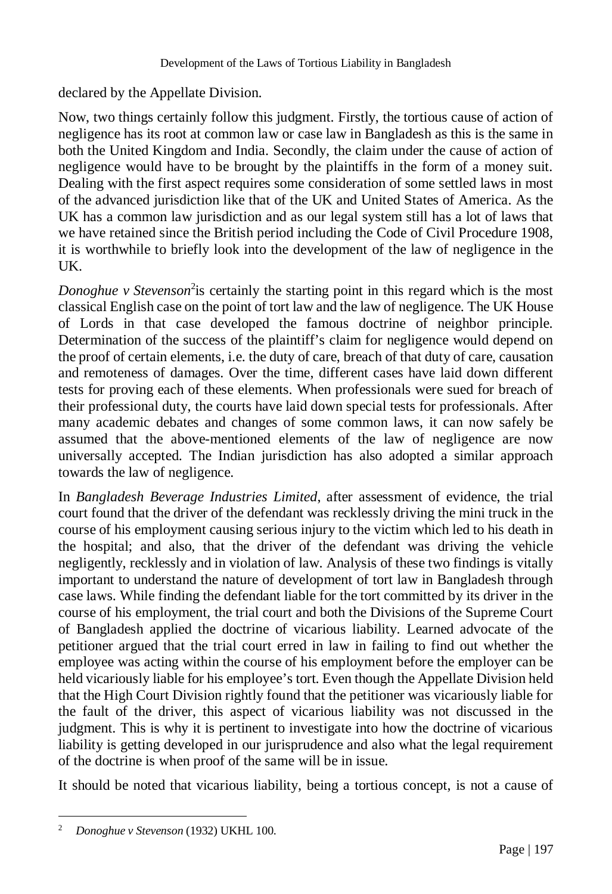declared by the Appellate Division.

Now, two things certainly follow this judgment. Firstly, the tortious cause of action of negligence has its root at common law or case law in Bangladesh as this is the same in both the United Kingdom and India. Secondly, the claim under the cause of action of negligence would have to be brought by the plaintiffs in the form of a money suit. Dealing with the first aspect requires some consideration of some settled laws in most of the advanced jurisdiction like that of the UK and United States of America. As the UK has a common law jurisdiction and as our legal system still has a lot of laws that we have retained since the British period including the Code of Civil Procedure 1908, it is worthwhile to briefly look into the development of the law of negligence in the UK.

*Donoghue v Stevenson*[2] is certainly the starting point in this regard which is the most classical English case on the point of tort law and the law of negligence. The UK House of Lords in that case developed the famous doctrine of neighbor principle. Determination of the success of the plaintiff's claim for negligence would depend on the proof of certain elements, i.e. the duty of care, breach of that duty of care, causation and remoteness of damages. Over the time, different cases have laid down different tests for proving each of these elements. When professionals were sued for breach of their professional duty, the courts have laid down special tests for professionals. After many academic debates and changes of some common laws, it can now safely be assumed that the above-mentioned elements of the law of negligence are now universally accepted. The Indian jurisdiction has also adopted a similar approach towards the law of negligence.

In *Bangladesh Beverage Industries Limited*, after assessment of evidence, the trial court found that the driver of the defendant was recklessly driving the mini truck in the course of his employment causing serious injury to the victim which led to his death in the hospital; and also, that the driver of the defendant was driving the vehicle negligently, recklessly and in violation of law. Analysis of these two findings is vitally important to understand the nature of development of tort law in Bangladesh through case laws. While finding the defendant liable for the tort committed by its driver in the course of his employment, the trial court and both the Divisions of the Supreme Court of Bangladesh applied the doctrine of vicarious liability. Learned advocate of the petitioner argued that the trial court erred in law in failing to find out whether the employee was acting within the course of his employment before the employer can be held vicariously liable for his employee's tort. Even though the Appellate Division held that the High Court Division rightly found that the petitioner was vicariously liable for the fault of the driver, this aspect of vicarious liability was not discussed in the judgment. This is why it is pertinent to investigate into how the doctrine of vicarious liability is getting developed in our jurisprudence and also what the legal requirement of the doctrine is when proof of the same will be in issue.

It should be noted that vicarious liability, being a tortious concept, is not a cause of

---

[2] *Donoghue v Stevenson* (1932) UKHL 100.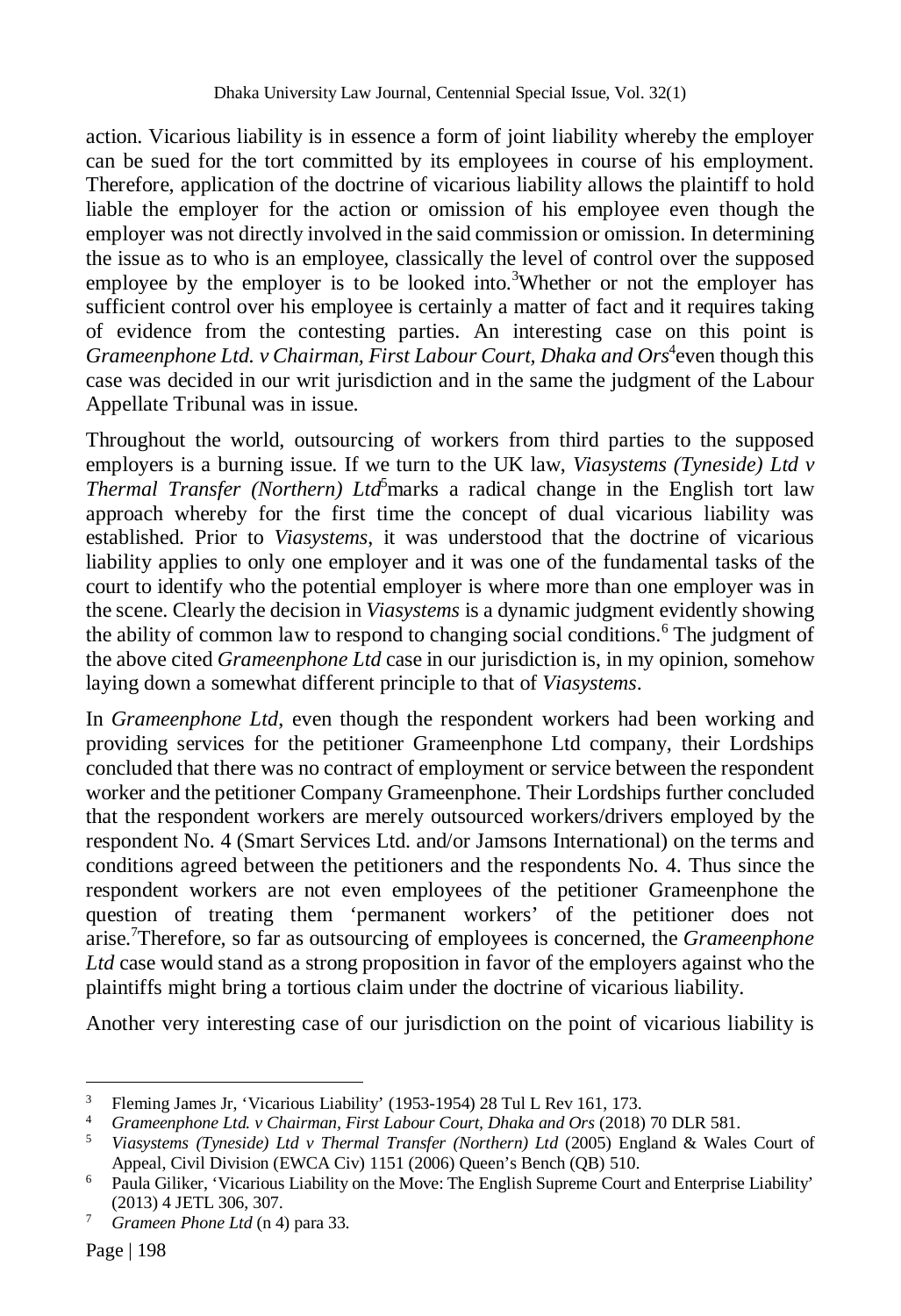action. Vicarious liability is in essence a form of joint liability whereby the employer can be sued for the tort committed by its employees in course of his employment. Therefore, application of the doctrine of vicarious liability allows the plaintiff to hold liable the employer for the action or omission of his employee even though the employer was not directly involved in the said commission or omission. In determining the issue as to who is an employee, classically the level of control over the supposed employee by the employer is to be looked into.[3] Whether or not the employer has sufficient control over his employee is certainly a matter of fact and it requires taking of evidence from the contesting parties. An interesting case on this point is *Grameenphone Ltd. v Chairman, First Labour Court, Dhaka and Ors*[4] even though this case was decided in our writ jurisdiction and in the same the judgment of the Labour Appellate Tribunal was in issue.

Throughout the world, outsourcing of workers from third parties to the supposed employers is a burning issue. If we turn to the UK law, *Viasystems (Tyneside) Ltd v Thermal Transfer (Northern) Ltd*[5] marks a radical change in the English tort law approach whereby for the first time the concept of dual vicarious liability was established. Prior to *Viasystems*, it was understood that the doctrine of vicarious liability applies to only one employer and it was one of the fundamental tasks of the court to identify who the potential employer is where more than one employer was in the scene. Clearly the decision in *Viasystems* is a dynamic judgment evidently showing the ability of common law to respond to changing social conditions.[6] The judgment of the above cited *Grameenphone Ltd* case in our jurisdiction is, in my opinion, somehow laying down a somewhat different principle to that of *Viasystems*.

In *Grameenphone Ltd*, even though the respondent workers had been working and providing services for the petitioner Grameenphone Ltd company, their Lordships concluded that there was no contract of employment or service between the respondent worker and the petitioner Company Grameenphone. Their Lordships further concluded that the respondent workers are merely outsourced workers/drivers employed by the respondent No. 4 (Smart Services Ltd. and/or Jamsons International) on the terms and conditions agreed between the petitioners and the respondents No. 4. Thus since the respondent workers are not even employees of the petitioner Grameenphone the question of treating them 'permanent workers' of the petitioner does not arise.[7] Therefore, so far as outsourcing of employees is concerned, the *Grameenphone Ltd* case would stand as a strong proposition in favor of the employers against who the plaintiffs might bring a tortious claim under the doctrine of vicarious liability.

Another very interesting case of our jurisdiction on the point of vicarious liability is

---

[3] Fleming James Jr, 'Vicarious Liability' (1953-1954) 28 Tul L Rev 161, 173.

[4] *Grameenphone Ltd. v Chairman, First Labour Court, Dhaka and Ors* (2018) 70 DLR 581.

[5] *Viasystems (Tyneside) Ltd v Thermal Transfer (Northern) Ltd* (2005) England & Wales Court of Appeal, Civil Division (EWCA Civ) 1151 (2006) Queen's Bench (QB) 510.

[6] Paula Giliker, 'Vicarious Liability on the Move: The English Supreme Court and Enterprise Liability' (2013) 4 JETL 306, 307.

[7] *Grameen Phone Ltd* (n 4) para 33.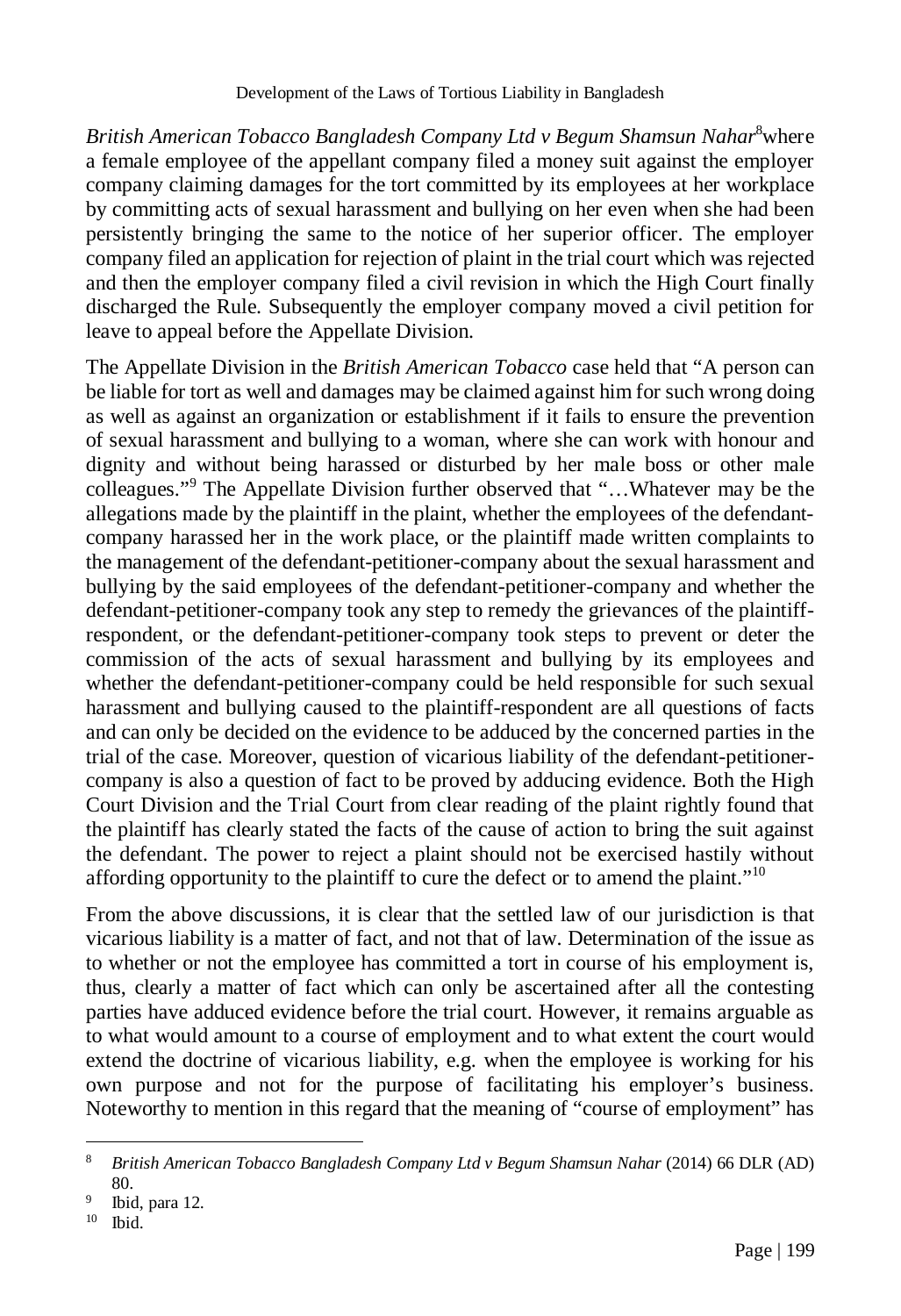*British American Tobacco Bangladesh Company Ltd v Begum Shamsun Nahar*[8]where a female employee of the appellant company filed a money suit against the employer company claiming damages for the tort committed by its employees at her workplace by committing acts of sexual harassment and bullying on her even when she had been persistently bringing the same to the notice of her superior officer. The employer company filed an application for rejection of plaint in the trial court which was rejected and then the employer company filed a civil revision in which the High Court finally discharged the Rule. Subsequently the employer company moved a civil petition for leave to appeal before the Appellate Division.

The Appellate Division in the *British American Tobacco* case held that "A person can be liable for tort as well and damages may be claimed against him for such wrong doing as well as against an organization or establishment if it fails to ensure the prevention of sexual harassment and bullying to a woman, where she can work with honour and dignity and without being harassed or disturbed by her male boss or other male colleagues."[9] The Appellate Division further observed that "…Whatever may be the allegations made by the plaintiff in the plaint, whether the employees of the defendant-company harassed her in the work place, or the plaintiff made written complaints to the management of the defendant-petitioner-company about the sexual harassment and bullying by the said employees of the defendant-petitioner-company and whether the defendant-petitioner-company took any step to remedy the grievances of the plaintiff-respondent, or the defendant-petitioner-company took steps to prevent or deter the commission of the acts of sexual harassment and bullying by its employees and whether the defendant-petitioner-company could be held responsible for such sexual harassment and bullying caused to the plaintiff-respondent are all questions of facts and can only be decided on the evidence to be adduced by the concerned parties in the trial of the case. Moreover, question of vicarious liability of the defendant-petitioner-company is also a question of fact to be proved by adducing evidence. Both the High Court Division and the Trial Court from clear reading of the plaint rightly found that the plaintiff has clearly stated the facts of the cause of action to bring the suit against the defendant. The power to reject a plaint should not be exercised hastily without affording opportunity to the plaintiff to cure the defect or to amend the plaint."[10]

From the above discussions, it is clear that the settled law of our jurisdiction is that vicarious liability is a matter of fact, and not that of law. Determination of the issue as to whether or not the employee has committed a tort in course of his employment is, thus, clearly a matter of fact which can only be ascertained after all the contesting parties have adduced evidence before the trial court. However, it remains arguable as to what would amount to a course of employment and to what extent the court would extend the doctrine of vicarious liability, e.g. when the employee is working for his own purpose and not for the purpose of facilitating his employer's business. Noteworthy to mention in this regard that the meaning of "course of employment" has

---

[8] *British American Tobacco Bangladesh Company Ltd v Begum Shamsun Nahar* (2014) 66 DLR (AD) 80.

[9] Ibid, para 12.

[10] Ibid.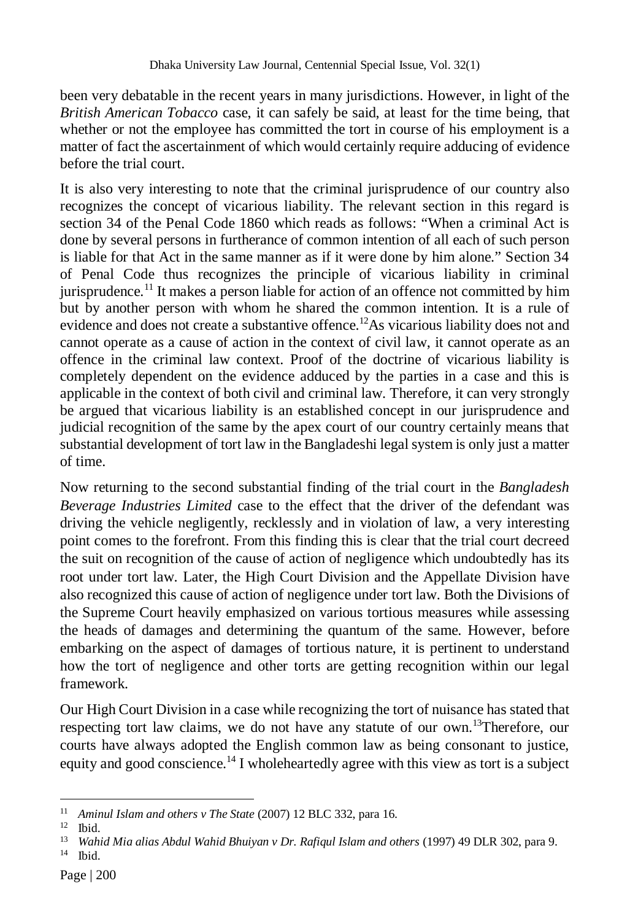been very debatable in the recent years in many jurisdictions. However, in light of the *British American Tobacco* case, it can safely be said, at least for the time being, that whether or not the employee has committed the tort in course of his employment is a matter of fact the ascertainment of which would certainly require adducing of evidence before the trial court.

It is also very interesting to note that the criminal jurisprudence of our country also recognizes the concept of vicarious liability. The relevant section in this regard is section 34 of the Penal Code 1860 which reads as follows: "When a criminal Act is done by several persons in furtherance of common intention of all each of such person is liable for that Act in the same manner as if it were done by him alone." Section 34 of Penal Code thus recognizes the principle of vicarious liability in criminal jurisprudence.[11] It makes a person liable for action of an offence not committed by him but by another person with whom he shared the common intention. It is a rule of evidence and does not create a substantive offence.[12]As vicarious liability does not and cannot operate as a cause of action in the context of civil law, it cannot operate as an offence in the criminal law context. Proof of the doctrine of vicarious liability is completely dependent on the evidence adduced by the parties in a case and this is applicable in the context of both civil and criminal law. Therefore, it can very strongly be argued that vicarious liability is an established concept in our jurisprudence and judicial recognition of the same by the apex court of our country certainly means that substantial development of tort law in the Bangladeshi legal system is only just a matter of time.

Now returning to the second substantial finding of the trial court in the *Bangladesh Beverage Industries Limited* case to the effect that the driver of the defendant was driving the vehicle negligently, recklessly and in violation of law, a very interesting point comes to the forefront. From this finding this is clear that the trial court decreed the suit on recognition of the cause of action of negligence which undoubtedly has its root under tort law. Later, the High Court Division and the Appellate Division have also recognized this cause of action of negligence under tort law. Both the Divisions of the Supreme Court heavily emphasized on various tortious measures while assessing the heads of damages and determining the quantum of the same. However, before embarking on the aspect of damages of tortious nature, it is pertinent to understand how the tort of negligence and other torts are getting recognition within our legal framework.

Our High Court Division in a case while recognizing the tort of nuisance has stated that respecting tort law claims, we do not have any statute of our own.[13]Therefore, our courts have always adopted the English common law as being consonant to justice, equity and good conscience.[14] I wholeheartedly agree with this view as tort is a subject

---

[11] *Aminul Islam and others v The State* (2007) 12 BLC 332, para 16.

[12] Ibid.

[13] *Wahid Mia alias Abdul Wahid Bhuiyan v Dr. Rafiqul Islam and others* (1997) 49 DLR 302, para 9.

[14] Ibid.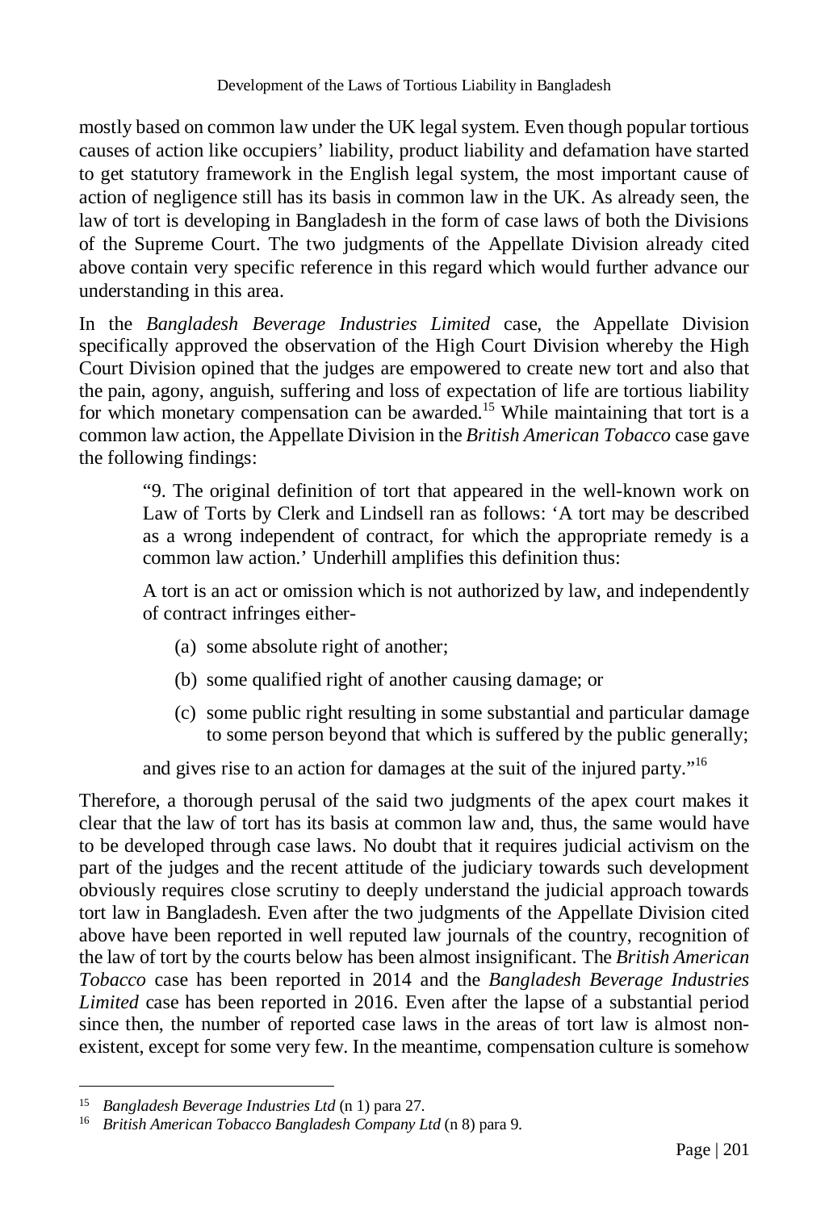mostly based on common law under the UK legal system. Even though popular tortious causes of action like occupiers' liability, product liability and defamation have started to get statutory framework in the English legal system, the most important cause of action of negligence still has its basis in common law in the UK. As already seen, the law of tort is developing in Bangladesh in the form of case laws of both the Divisions of the Supreme Court. The two judgments of the Appellate Division already cited above contain very specific reference in this regard which would further advance our understanding in this area.

In the *Bangladesh Beverage Industries Limited* case, the Appellate Division specifically approved the observation of the High Court Division whereby the High Court Division opined that the judges are empowered to create new tort and also that the pain, agony, anguish, suffering and loss of expectation of life are tortious liability for which monetary compensation can be awarded.[15] While maintaining that tort is a common law action, the Appellate Division in the *British American Tobacco* case gave the following findings:

> "9. The original definition of tort that appeared in the well-known work on Law of Torts by Clerk and Lindsell ran as follows: 'A tort may be described as a wrong independent of contract, for which the appropriate remedy is a common law action.' Underhill amplifies this definition thus:
>
> A tort is an act or omission which is not authorized by law, and independently of contract infringes either-
>
> (a) some absolute right of another;
>
> (b) some qualified right of another causing damage; or
>
> (c) some public right resulting in some substantial and particular damage to some person beyond that which is suffered by the public generally;
>
> and gives rise to an action for damages at the suit of the injured party."[16]

Therefore, a thorough perusal of the said two judgments of the apex court makes it clear that the law of tort has its basis at common law and, thus, the same would have to be developed through case laws. No doubt that it requires judicial activism on the part of the judges and the recent attitude of the judiciary towards such development obviously requires close scrutiny to deeply understand the judicial approach towards tort law in Bangladesh. Even after the two judgments of the Appellate Division cited above have been reported in well reputed law journals of the country, recognition of the law of tort by the courts below has been almost insignificant. The *British American Tobacco* case has been reported in 2014 and the *Bangladesh Beverage Industries Limited* case has been reported in 2016. Even after the lapse of a substantial period since then, the number of reported case laws in the areas of tort law is almost non-existent, except for some very few. In the meantime, compensation culture is somehow

---

[15] *Bangladesh Beverage Industries Ltd* (n 1) para 27.

[16] *British American Tobacco Bangladesh Company Ltd* (n 8) para 9.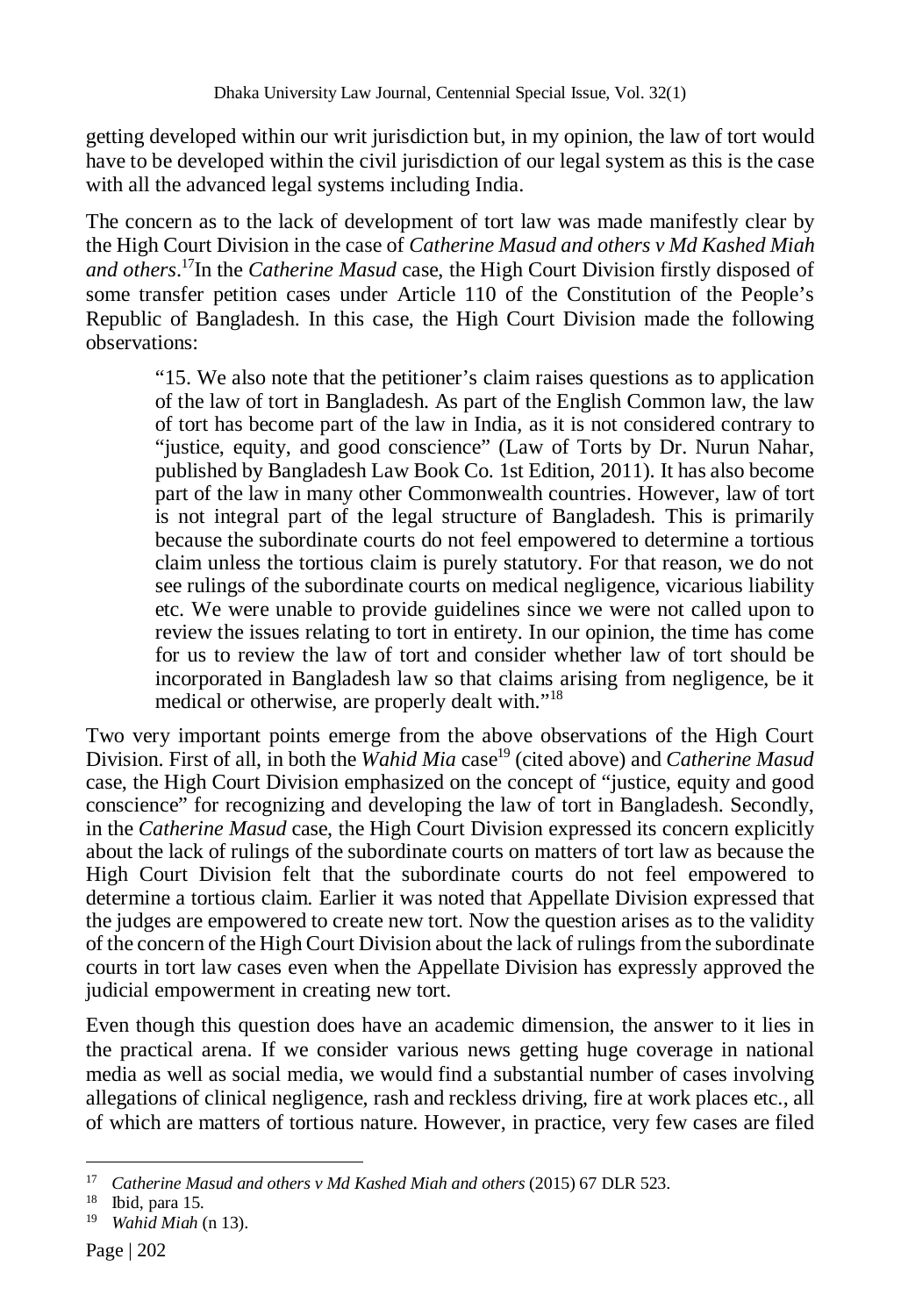getting developed within our writ jurisdiction but, in my opinion, the law of tort would have to be developed within the civil jurisdiction of our legal system as this is the case with all the advanced legal systems including India.

The concern as to the lack of development of tort law was made manifestly clear by the High Court Division in the case of *Catherine Masud and others v Md Kashed Miah and others*.[17] In the *Catherine Masud* case, the High Court Division firstly disposed of some transfer petition cases under Article 110 of the Constitution of the People's Republic of Bangladesh. In this case, the High Court Division made the following observations:

> "15. We also note that the petitioner's claim raises questions as to application of the law of tort in Bangladesh. As part of the English Common law, the law of tort has become part of the law in India, as it is not considered contrary to "justice, equity, and good conscience" (Law of Torts by Dr. Nurun Nahar, published by Bangladesh Law Book Co. 1st Edition, 2011). It has also become part of the law in many other Commonwealth countries. However, law of tort is not integral part of the legal structure of Bangladesh. This is primarily because the subordinate courts do not feel empowered to determine a tortious claim unless the tortious claim is purely statutory. For that reason, we do not see rulings of the subordinate courts on medical negligence, vicarious liability etc. We were unable to provide guidelines since we were not called upon to review the issues relating to tort in entirety. In our opinion, the time has come for us to review the law of tort and consider whether law of tort should be incorporated in Bangladesh law so that claims arising from negligence, be it medical or otherwise, are properly dealt with."[18]

Two very important points emerge from the above observations of the High Court Division. First of all, in both the *Wahid Mia* case[19] (cited above) and *Catherine Masud* case, the High Court Division emphasized on the concept of "justice, equity and good conscience" for recognizing and developing the law of tort in Bangladesh. Secondly, in the *Catherine Masud* case, the High Court Division expressed its concern explicitly about the lack of rulings of the subordinate courts on matters of tort law as because the High Court Division felt that the subordinate courts do not feel empowered to determine a tortious claim. Earlier it was noted that Appellate Division expressed that the judges are empowered to create new tort. Now the question arises as to the validity of the concern of the High Court Division about the lack of rulings from the subordinate courts in tort law cases even when the Appellate Division has expressly approved the judicial empowerment in creating new tort.

Even though this question does have an academic dimension, the answer to it lies in the practical arena. If we consider various news getting huge coverage in national media as well as social media, we would find a substantial number of cases involving allegations of clinical negligence, rash and reckless driving, fire at work places etc., all of which are matters of tortious nature. However, in practice, very few cases are filed

---

[17] *Catherine Masud and others v Md Kashed Miah and others* (2015) 67 DLR 523.

[18] Ibid, para 15.

[19] *Wahid Miah* (n 13).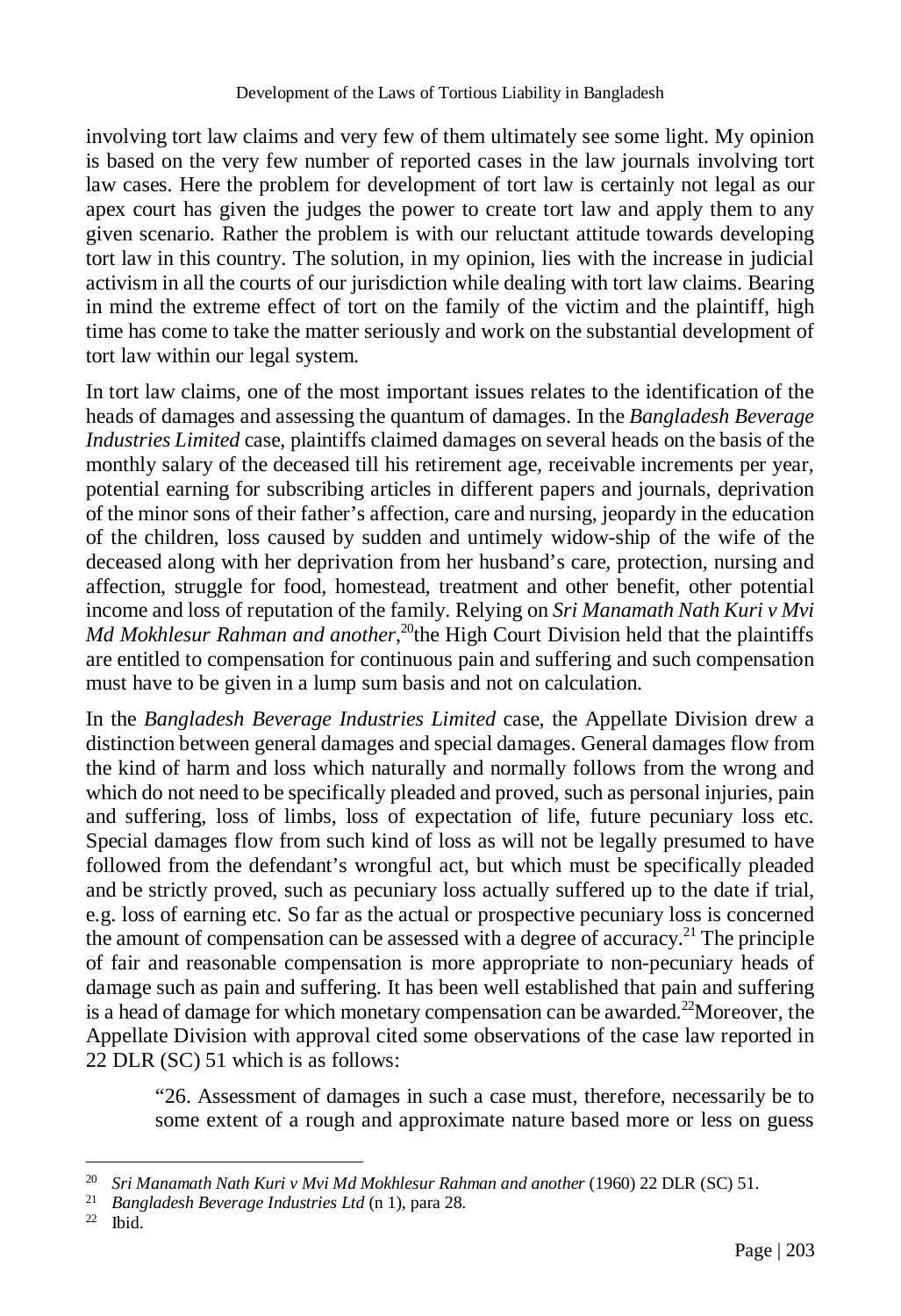involving tort law claims and very few of them ultimately see some light. My opinion is based on the very few number of reported cases in the law journals involving tort law cases. Here the problem for development of tort law is certainly not legal as our apex court has given the judges the power to create tort law and apply them to any given scenario. Rather the problem is with our reluctant attitude towards developing tort law in this country. The solution, in my opinion, lies with the increase in judicial activism in all the courts of our jurisdiction while dealing with tort law claims. Bearing in mind the extreme effect of tort on the family of the victim and the plaintiff, high time has come to take the matter seriously and work on the substantial development of tort law within our legal system.

In tort law claims, one of the most important issues relates to the identification of the heads of damages and assessing the quantum of damages. In the *Bangladesh Beverage Industries Limited* case, plaintiffs claimed damages on several heads on the basis of the monthly salary of the deceased till his retirement age, receivable increments per year, potential earning for subscribing articles in different papers and journals, deprivation of the minor sons of their father's affection, care and nursing, jeopardy in the education of the children, loss caused by sudden and untimely widow-ship of the wife of the deceased along with her deprivation from her husband's care, protection, nursing and affection, struggle for food, homestead, treatment and other benefit, other potential income and loss of reputation of the family. Relying on *Sri Manamath Nath Kuri v Mvi Md Mokhlesur Rahman and another*,[20] the High Court Division held that the plaintiffs are entitled to compensation for continuous pain and suffering and such compensation must have to be given in a lump sum basis and not on calculation.

In the *Bangladesh Beverage Industries Limited* case, the Appellate Division drew a distinction between general damages and special damages. General damages flow from the kind of harm and loss which naturally and normally follows from the wrong and which do not need to be specifically pleaded and proved, such as personal injuries, pain and suffering, loss of limbs, loss of expectation of life, future pecuniary loss etc. Special damages flow from such kind of loss as will not be legally presumed to have followed from the defendant's wrongful act, but which must be specifically pleaded and be strictly proved, such as pecuniary loss actually suffered up to the date if trial, e.g. loss of earning etc. So far as the actual or prospective pecuniary loss is concerned the amount of compensation can be assessed with a degree of accuracy.[21] The principle of fair and reasonable compensation is more appropriate to non-pecuniary heads of damage such as pain and suffering. It has been well established that pain and suffering is a head of damage for which monetary compensation can be awarded.[22] Moreover, the Appellate Division with approval cited some observations of the case law reported in 22 DLR (SC) 51 which is as follows:

> "26. Assessment of damages in such a case must, therefore, necessarily be to some extent of a rough and approximate nature based more or less on guess

---

[20] *Sri Manamath Nath Kuri v Mvi Md Mokhlesur Rahman and another* (1960) 22 DLR (SC) 51.

[21] *Bangladesh Beverage Industries Ltd* (n 1), para 28.

[22] Ibid.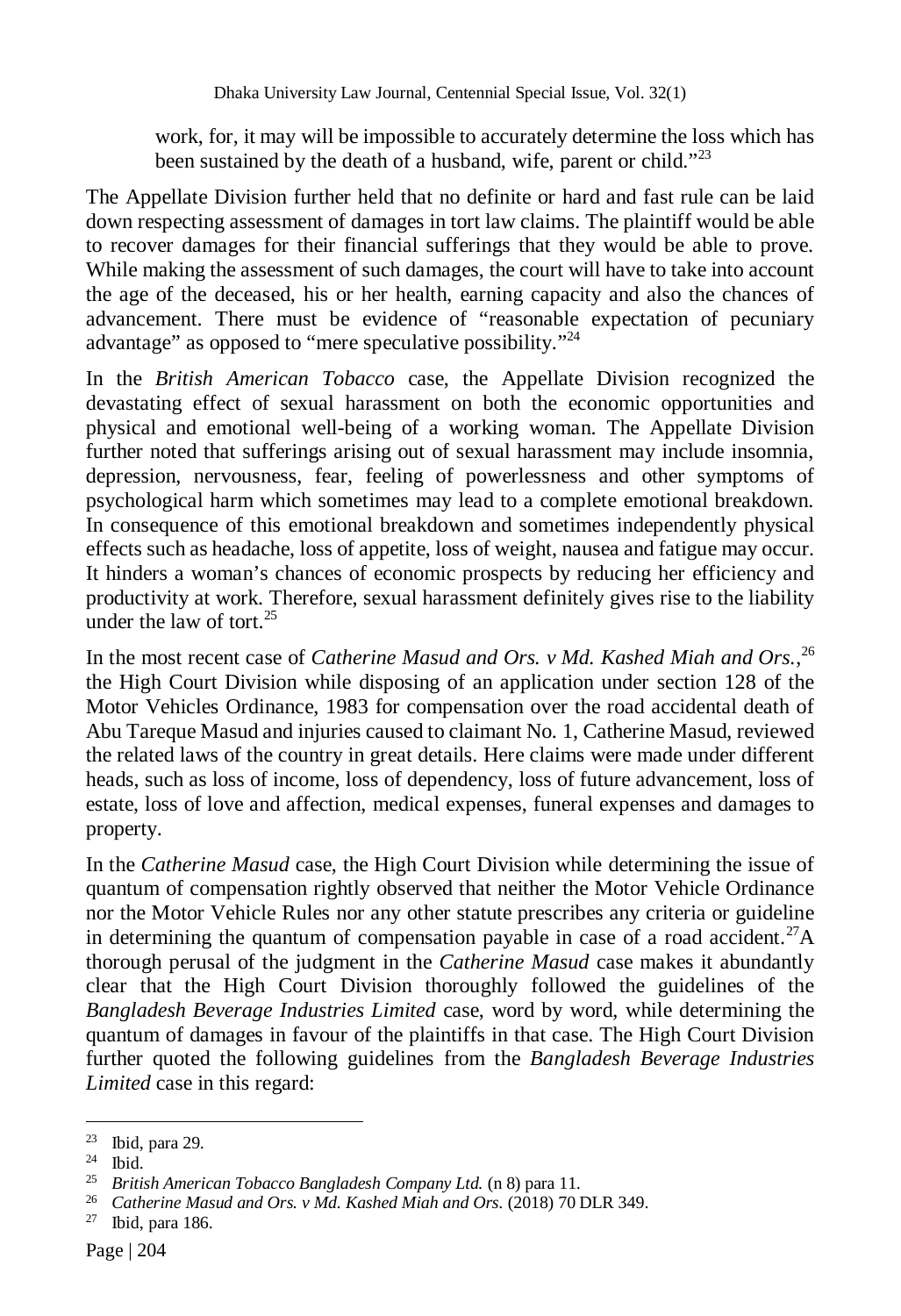> work, for, it may will be impossible to accurately determine the loss which has been sustained by the death of a husband, wife, parent or child."[23]

The Appellate Division further held that no definite or hard and fast rule can be laid down respecting assessment of damages in tort law claims. The plaintiff would be able to recover damages for their financial sufferings that they would be able to prove. While making the assessment of such damages, the court will have to take into account the age of the deceased, his or her health, earning capacity and also the chances of advancement. There must be evidence of "reasonable expectation of pecuniary advantage" as opposed to "mere speculative possibility."[24]

In the *British American Tobacco* case, the Appellate Division recognized the devastating effect of sexual harassment on both the economic opportunities and physical and emotional well-being of a working woman. The Appellate Division further noted that sufferings arising out of sexual harassment may include insomnia, depression, nervousness, fear, feeling of powerlessness and other symptoms of psychological harm which sometimes may lead to a complete emotional breakdown. In consequence of this emotional breakdown and sometimes independently physical effects such as headache, loss of appetite, loss of weight, nausea and fatigue may occur. It hinders a woman's chances of economic prospects by reducing her efficiency and productivity at work. Therefore, sexual harassment definitely gives rise to the liability under the law of tort.[25]

In the most recent case of *Catherine Masud and Ors. v Md. Kashed Miah and Ors.*,[26] the High Court Division while disposing of an application under section 128 of the Motor Vehicles Ordinance, 1983 for compensation over the road accidental death of Abu Tareque Masud and injuries caused to claimant No. 1, Catherine Masud, reviewed the related laws of the country in great details. Here claims were made under different heads, such as loss of income, loss of dependency, loss of future advancement, loss of estate, loss of love and affection, medical expenses, funeral expenses and damages to property.

In the *Catherine Masud* case, the High Court Division while determining the issue of quantum of compensation rightly observed that neither the Motor Vehicle Ordinance nor the Motor Vehicle Rules nor any other statute prescribes any criteria or guideline in determining the quantum of compensation payable in case of a road accident.[27] A thorough perusal of the judgment in the *Catherine Masud* case makes it abundantly clear that the High Court Division thoroughly followed the guidelines of the *Bangladesh Beverage Industries Limited* case, word by word, while determining the quantum of damages in favour of the plaintiffs in that case. The High Court Division further quoted the following guidelines from the *Bangladesh Beverage Industries Limited* case in this regard:

---

[23] Ibid, para 29.

[24] Ibid.

[25] *British American Tobacco Bangladesh Company Ltd.* (n 8) para 11.

[26] *Catherine Masud and Ors. v Md. Kashed Miah and Ors.* (2018) 70 DLR 349.

[27] Ibid, para 186.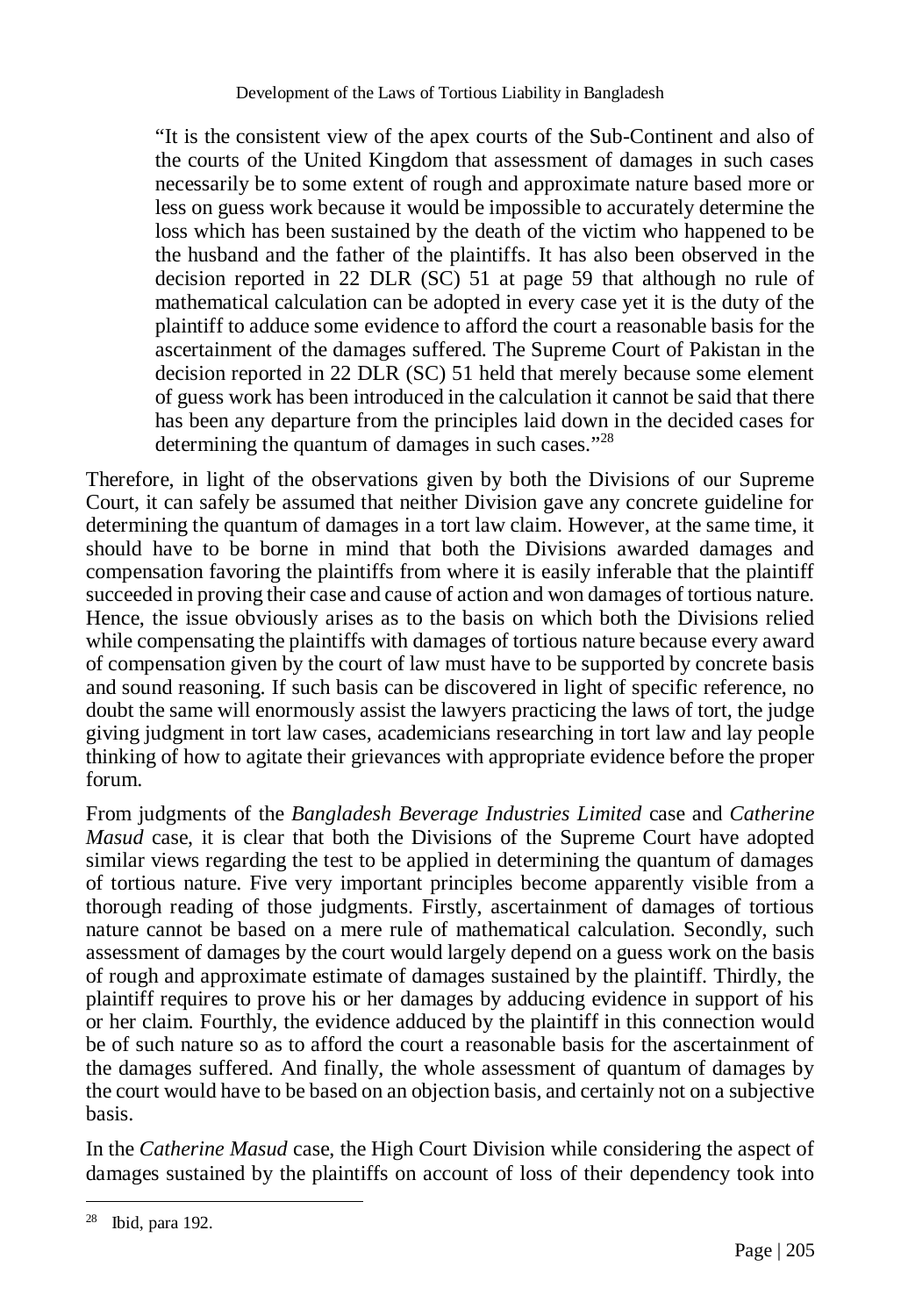> "It is the consistent view of the apex courts of the Sub-Continent and also of the courts of the United Kingdom that assessment of damages in such cases necessarily be to some extent of rough and approximate nature based more or less on guess work because it would be impossible to accurately determine the loss which has been sustained by the death of the victim who happened to be the husband and the father of the plaintiffs. It has also been observed in the decision reported in 22 DLR (SC) 51 at page 59 that although no rule of mathematical calculation can be adopted in every case yet it is the duty of the plaintiff to adduce some evidence to afford the court a reasonable basis for the ascertainment of the damages suffered. The Supreme Court of Pakistan in the decision reported in 22 DLR (SC) 51 held that merely because some element of guess work has been introduced in the calculation it cannot be said that there has been any departure from the principles laid down in the decided cases for determining the quantum of damages in such cases."[28]

Therefore, in light of the observations given by both the Divisions of our Supreme Court, it can safely be assumed that neither Division gave any concrete guideline for determining the quantum of damages in a tort law claim. However, at the same time, it should have to be borne in mind that both the Divisions awarded damages and compensation favoring the plaintiffs from where it is easily inferable that the plaintiff succeeded in proving their case and cause of action and won damages of tortious nature. Hence, the issue obviously arises as to the basis on which both the Divisions relied while compensating the plaintiffs with damages of tortious nature because every award of compensation given by the court of law must have to be supported by concrete basis and sound reasoning. If such basis can be discovered in light of specific reference, no doubt the same will enormously assist the lawyers practicing the laws of tort, the judge giving judgment in tort law cases, academicians researching in tort law and lay people thinking of how to agitate their grievances with appropriate evidence before the proper forum.

From judgments of the *Bangladesh Beverage Industries Limited* case and *Catherine Masud* case, it is clear that both the Divisions of the Supreme Court have adopted similar views regarding the test to be applied in determining the quantum of damages of tortious nature. Five very important principles become apparently visible from a thorough reading of those judgments. Firstly, ascertainment of damages of tortious nature cannot be based on a mere rule of mathematical calculation. Secondly, such assessment of damages by the court would largely depend on a guess work on the basis of rough and approximate estimate of damages sustained by the plaintiff. Thirdly, the plaintiff requires to prove his or her damages by adducing evidence in support of his or her claim. Fourthly, the evidence adduced by the plaintiff in this connection would be of such nature so as to afford the court a reasonable basis for the ascertainment of the damages suffered. And finally, the whole assessment of quantum of damages by the court would have to be based on an objection basis, and certainly not on a subjective basis.

In the *Catherine Masud* case, the High Court Division while considering the aspect of damages sustained by the plaintiffs on account of loss of their dependency took into

---

[28] Ibid, para 192.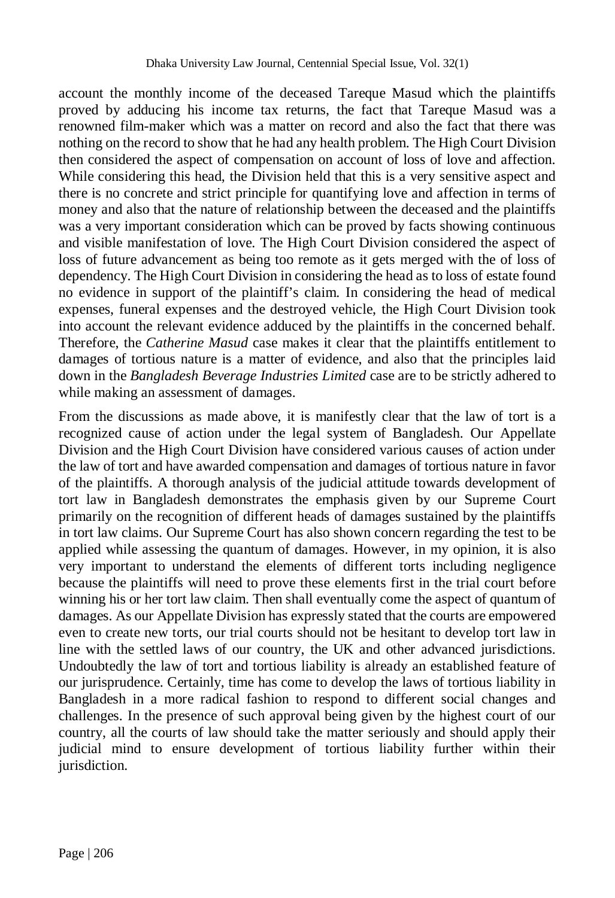account the monthly income of the deceased Tareque Masud which the plaintiffs proved by adducing his income tax returns, the fact that Tareque Masud was a renowned film-maker which was a matter on record and also the fact that there was nothing on the record to show that he had any health problem. The High Court Division then considered the aspect of compensation on account of loss of love and affection. While considering this head, the Division held that this is a very sensitive aspect and there is no concrete and strict principle for quantifying love and affection in terms of money and also that the nature of relationship between the deceased and the plaintiffs was a very important consideration which can be proved by facts showing continuous and visible manifestation of love. The High Court Division considered the aspect of loss of future advancement as being too remote as it gets merged with the of loss of dependency. The High Court Division in considering the head as to loss of estate found no evidence in support of the plaintiff's claim. In considering the head of medical expenses, funeral expenses and the destroyed vehicle, the High Court Division took into account the relevant evidence adduced by the plaintiffs in the concerned behalf. Therefore, the *Catherine Masud* case makes it clear that the plaintiffs entitlement to damages of tortious nature is a matter of evidence, and also that the principles laid down in the *Bangladesh Beverage Industries Limited* case are to be strictly adhered to while making an assessment of damages.

From the discussions as made above, it is manifestly clear that the law of tort is a recognized cause of action under the legal system of Bangladesh. Our Appellate Division and the High Court Division have considered various causes of action under the law of tort and have awarded compensation and damages of tortious nature in favor of the plaintiffs. A thorough analysis of the judicial attitude towards development of tort law in Bangladesh demonstrates the emphasis given by our Supreme Court primarily on the recognition of different heads of damages sustained by the plaintiffs in tort law claims. Our Supreme Court has also shown concern regarding the test to be applied while assessing the quantum of damages. However, in my opinion, it is also very important to understand the elements of different torts including negligence because the plaintiffs will need to prove these elements first in the trial court before winning his or her tort law claim. Then shall eventually come the aspect of quantum of damages. As our Appellate Division has expressly stated that the courts are empowered even to create new torts, our trial courts should not be hesitant to develop tort law in line with the settled laws of our country, the UK and other advanced jurisdictions. Undoubtedly the law of tort and tortious liability is already an established feature of our jurisprudence. Certainly, time has come to develop the laws of tortious liability in Bangladesh in a more radical fashion to respond to different social changes and challenges. In the presence of such approval being given by the highest court of our country, all the courts of law should take the matter seriously and should apply their judicial mind to ensure development of tortious liability further within their jurisdiction.